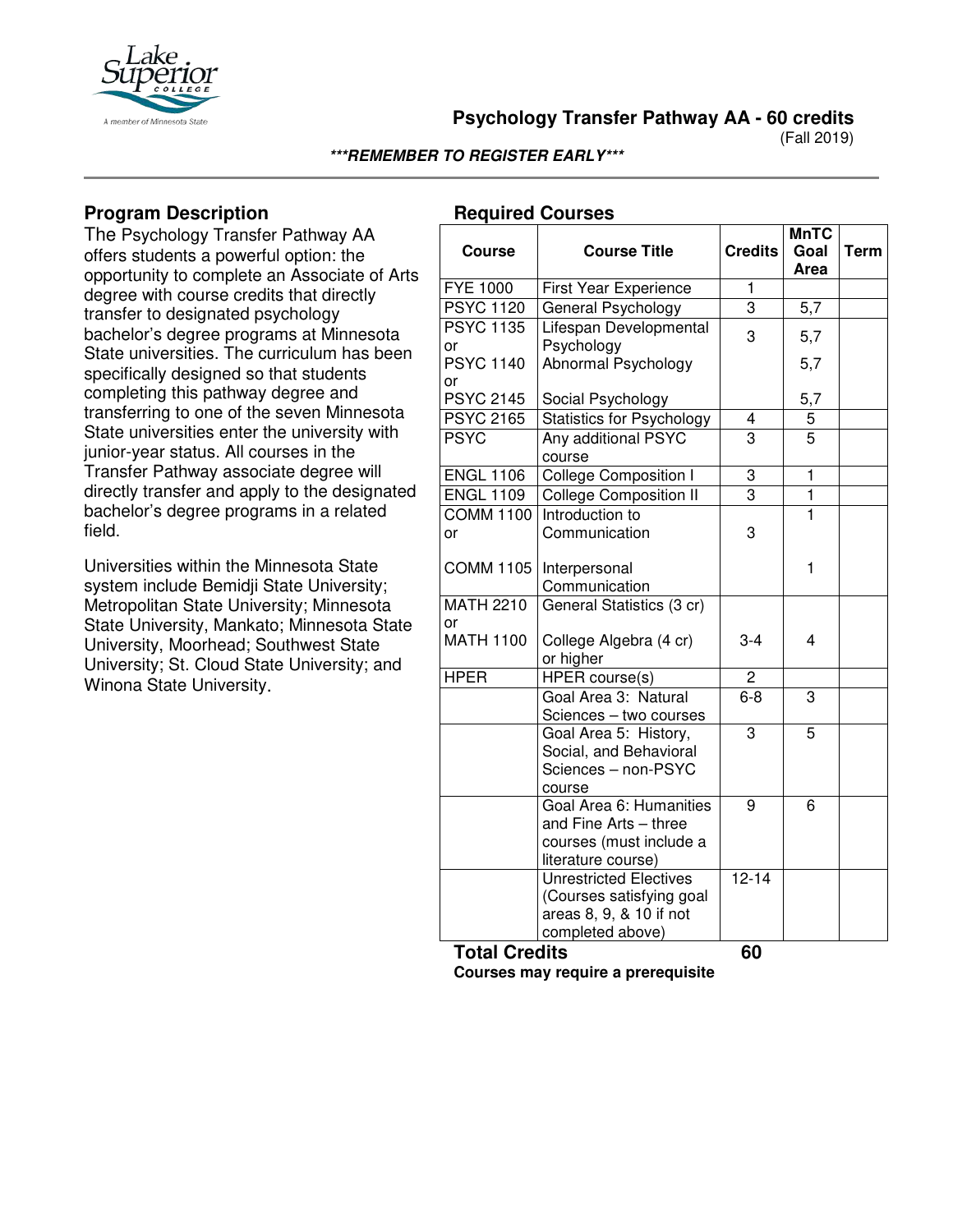# Psychology Transfer Pathway AA - 60 credits

(Fall 2019)

***REMEMBER TO REGISTER EARLY***

## Program Description

The Psychology Transfer Pathway AA offers students a powerful option: the opportunity to complete an Associate of Arts degree with course credits that directly transfer to designated psychology bachelor's degree programs at Minnesota State universities. The curriculum has been specifically designed so that students completing this pathway degree and transferring to one of the seven Minnesota State universities enter the university with junior-year status. All courses in the Transfer Pathway associate degree will directly transfer and apply to the designated bachelor's degree programs in a related field.

Universities within the Minnesota State system include Bemidji State University; Metropolitan State University; Minnesota State University, Mankato; Minnesota State University, Moorhead; Southwest State University; St. Cloud State University; and Winona State University.

## Required Courses

| Course | Course Title | Credits | MnTC Goal Area | Term |
|---|---|---|---|---|
| FYE 1000 | First Year Experience | 1 | | |
| PSYC 1120 | General Psychology | 3 | 5,7 | |
| PSYC 1135 or PSYC 1140 or PSYC 2145 | Lifespan Developmental Psychology / Abnormal Psychology / Social Psychology | 3 | 5,7 / 5,7 / 5,7 | |
| PSYC 2165 | Statistics for Psychology | 4 | 5 | |
| PSYC | Any additional PSYC course | 3 | 5 | |
| ENGL 1106 | College Composition I | 3 | 1 | |
| ENGL 1109 | College Composition II | 3 | 1 | |
| COMM 1100 or COMM 1105 | Introduction to Communication / Interpersonal Communication | 3 | 1 / 1 | |
| MATH 2210 or MATH 1100 | General Statistics (3 cr) / College Algebra (4 cr) or higher | 3-4 | 4 | |
| HPER | HPER course(s) | 2 | | |
| | Goal Area 3: Natural Sciences – two courses | 6-8 | 3 | |
| | Goal Area 5: History, Social, and Behavioral Sciences – non-PSYC course | 3 | 5 | |
| | Goal Area 6: Humanities and Fine Arts – three courses (must include a literature course) | 9 | 6 | |
| | Unrestricted Electives (Courses satisfying goal areas 8, 9, & 10 if not completed above) | 12-14 | | |

**Total Credits** **60**

**Courses may require a prerequisite**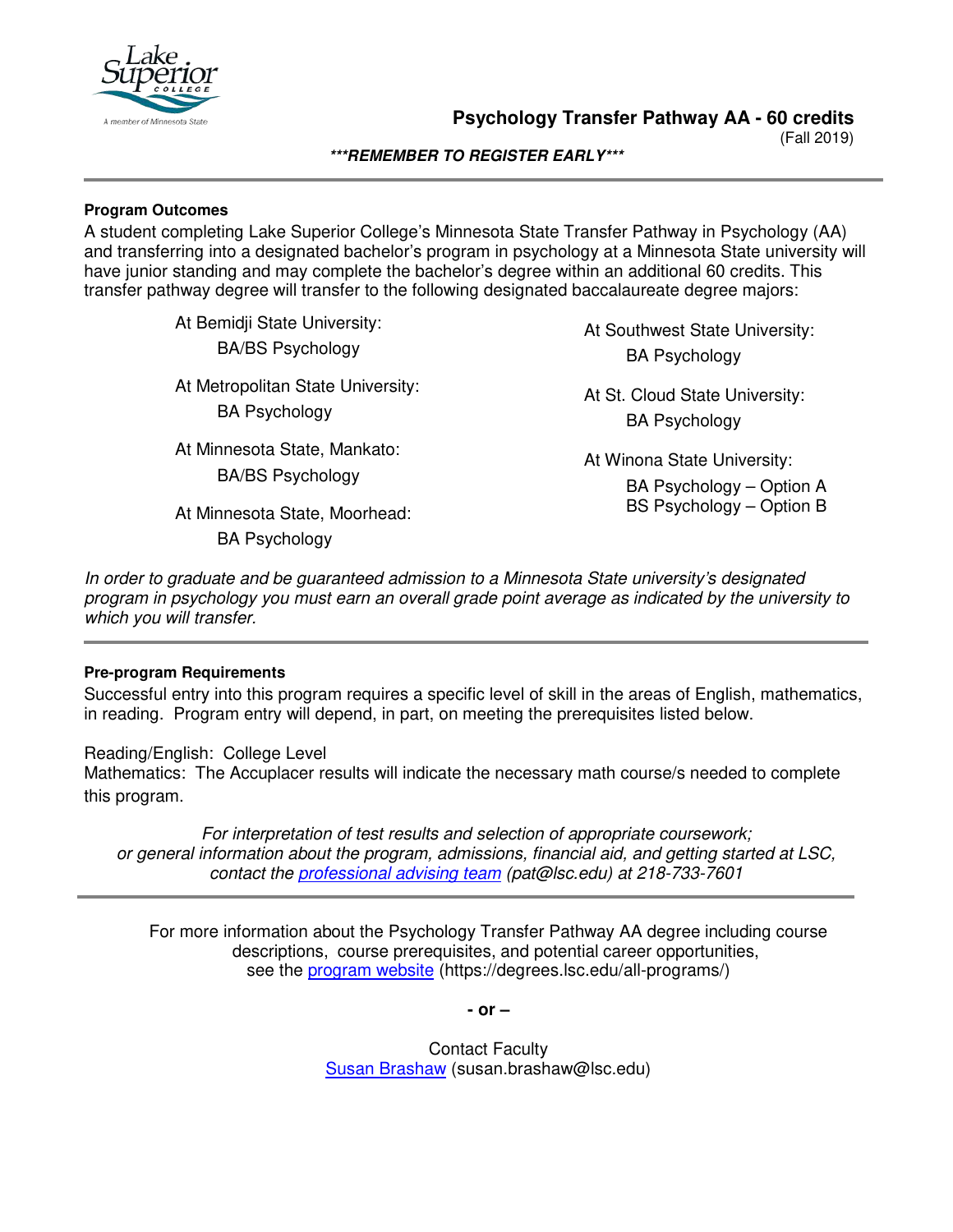# Psychology Transfer Pathway AA - 60 credits

(Fall 2019)

***\*\*\*REMEMBER TO REGISTER EARLY\*\*\****

---

**Program Outcomes**

A student completing Lake Superior College's Minnesota State Transfer Pathway in Psychology (AA) and transferring into a designated bachelor's program in psychology at a Minnesota State university will have junior standing and may complete the bachelor's degree within an additional 60 credits. This transfer pathway degree will transfer to the following designated baccalaureate degree majors:

At Bemidji State University:
- BA/BS Psychology

At Metropolitan State University:
- BA Psychology

At Minnesota State, Mankato:
- BA/BS Psychology

At Minnesota State, Moorhead:
- BA Psychology

At Southwest State University:
- BA Psychology

At St. Cloud State University:
- BA Psychology

At Winona State University:
- BA Psychology – Option A
- BS Psychology – Option B

*In order to graduate and be guaranteed admission to a Minnesota State university's designated program in psychology you must earn an overall grade point average as indicated by the university to which you will transfer.*

---

**Pre-program Requirements**

Successful entry into this program requires a specific level of skill in the areas of English, mathematics, in reading. Program entry will depend, in part, on meeting the prerequisites listed below.

Reading/English: College Level
Mathematics: The Accuplacer results will indicate the necessary math course/s needed to complete this program.

*For interpretation of test results and selection of appropriate coursework; or general information about the program, admissions, financial aid, and getting started at LSC, contact the professional advising team (pat@lsc.edu) at 218-733-7601*

---

For more information about the Psychology Transfer Pathway AA degree including course descriptions, course prerequisites, and potential career opportunities, see the program website (https://degrees.lsc.edu/all-programs/)

**- or –**

Contact Faculty
Susan Brashaw (susan.brashaw@lsc.edu)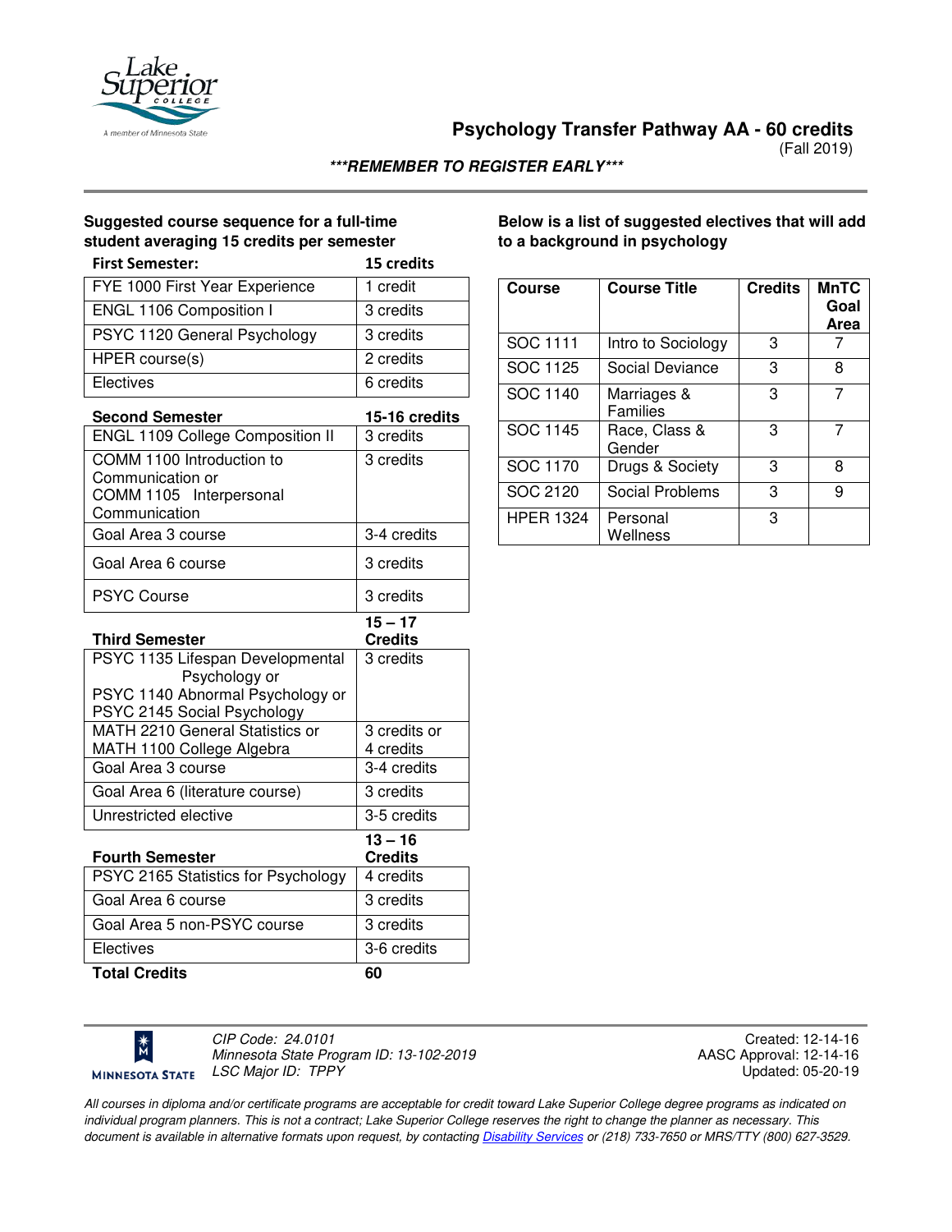# Psychology Transfer Pathway AA - 60 credits

(Fall 2019)

***REMEMBER TO REGISTER EARLY***

**Suggested course sequence for a full-time student averaging 15 credits per semester**

| First Semester: | 15 credits |
|---|---|
| FYE 1000 First Year Experience | 1 credit |
| ENGL 1106 Composition I | 3 credits |
| PSYC 1120 General Psychology | 3 credits |
| HPER course(s) | 2 credits |
| Electives | 6 credits |

| Second Semester | 15-16 credits |
|---|---|
| ENGL 1109 College Composition II | 3 credits |
| COMM 1100 Introduction to Communication or COMM 1105 Interpersonal Communication | 3 credits |
| Goal Area 3 course | 3-4 credits |
| Goal Area 6 course | 3 credits |
| PSYC Course | 3 credits |

| Third Semester | 15 – 17 Credits |
|---|---|
| PSYC 1135 Lifespan Developmental Psychology or PSYC 1140 Abnormal Psychology or PSYC 2145 Social Psychology | 3 credits |
| MATH 2210 General Statistics or MATH 1100 College Algebra | 3 credits or 4 credits |
| Goal Area 3 course | 3-4 credits |
| Goal Area 6 (literature course) | 3 credits |
| Unrestricted elective | 3-5 credits |

| Fourth Semester | 13 – 16 Credits |
|---|---|
| PSYC 2165 Statistics for Psychology | 4 credits |
| Goal Area 6 course | 3 credits |
| Goal Area 5 non-PSYC course | 3 credits |
| Electives | 3-6 credits |
| **Total Credits** | **60** |

**Below is a list of suggested electives that will add to a background in psychology**

| Course | Course Title | Credits | MnTC Goal Area |
|---|---|---|---|
| SOC 1111 | Intro to Sociology | 3 | 7 |
| SOC 1125 | Social Deviance | 3 | 8 |
| SOC 1140 | Marriages & Families | 3 | 7 |
| SOC 1145 | Race, Class & Gender | 3 | 7 |
| SOC 1170 | Drugs & Society | 3 | 8 |
| SOC 2120 | Social Problems | 3 | 9 |
| HPER 1324 | Personal Wellness | 3 | |

*CIP Code: 24.0101*
*Minnesota State Program ID: 13-102-2019*
*LSC Major ID: TPPY*

Created: 12-14-16
AASC Approval: 12-14-16
Updated: 05-20-19

*All courses in diploma and/or certificate programs are acceptable for credit toward Lake Superior College degree programs as indicated on individual program planners. This is not a contract; Lake Superior College reserves the right to change the planner as necessary. This document is available in alternative formats upon request, by contacting Disability Services or (218) 733-7650 or MRS/TTY (800) 627-3529.*